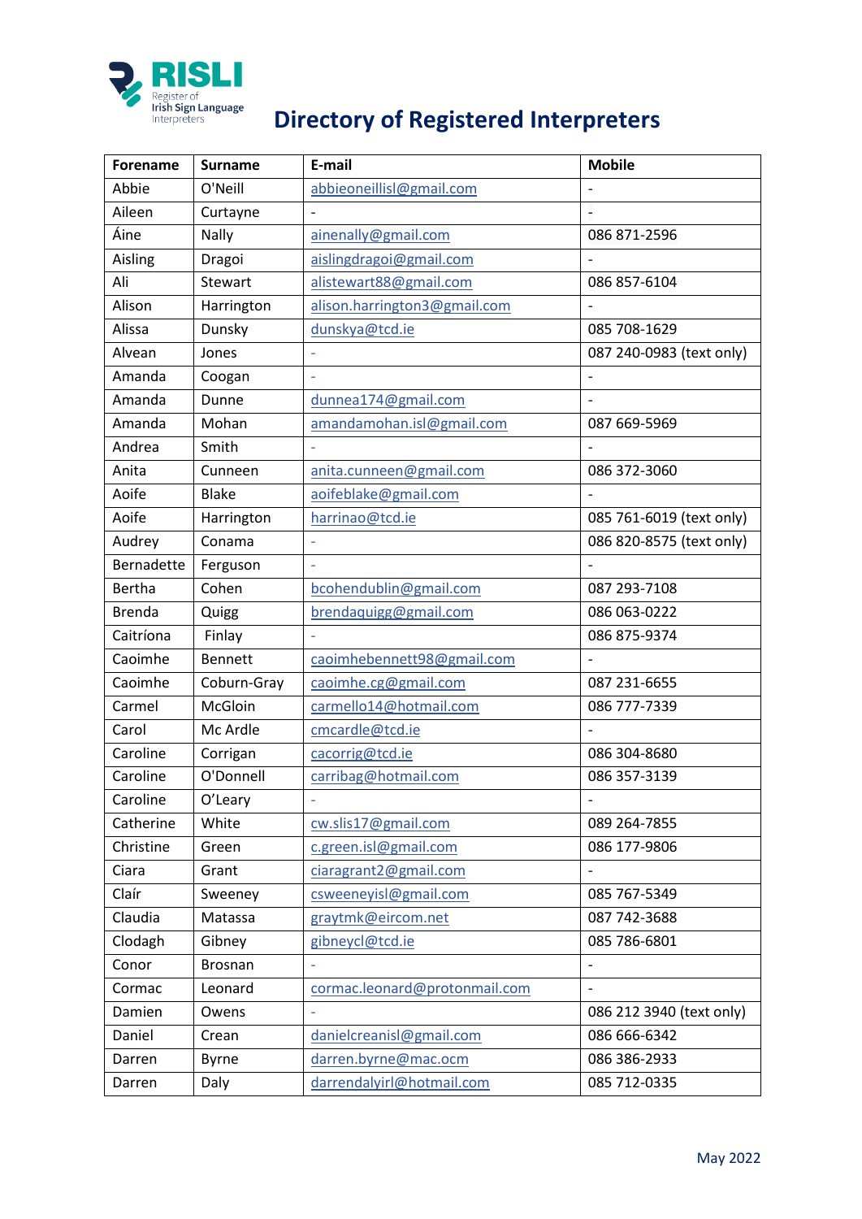RISLI
Register of Irish Sign Language Interpreters

# Directory of Registered Interpreters

| Forename | Surname | E-mail | Mobile |
|---|---|---|---|
| Abbie | O'Neill | abbieoneillisl@gmail.com | - |
| Aileen | Curtayne | - | - |
| Áine | Nally | ainenally@gmail.com | 086 871-2596 |
| Aisling | Dragoi | aislingdragoi@gmail.com | - |
| Ali | Stewart | alistewart88@gmail.com | 086 857-6104 |
| Alison | Harrington | alison.harrington3@gmail.com | - |
| Alissa | Dunsky | dunskya@tcd.ie | 085 708-1629 |
| Alvean | Jones | - | 087 240-0983 (text only) |
| Amanda | Coogan | - | - |
| Amanda | Dunne | dunnea174@gmail.com | - |
| Amanda | Mohan | amandamohan.isl@gmail.com | 087 669-5969 |
| Andrea | Smith | - | - |
| Anita | Cunneen | anita.cunneen@gmail.com | 086 372-3060 |
| Aoife | Blake | aoifeblake@gmail.com | - |
| Aoife | Harrington | harrinao@tcd.ie | 085 761-6019 (text only) |
| Audrey | Conama | - | 086 820-8575 (text only) |
| Bernadette | Ferguson | - | - |
| Bertha | Cohen | bcohendublin@gmail.com | 087 293-7108 |
| Brenda | Quigg | brendaquigg@gmail.com | 086 063-0222 |
| Caitríona | Finlay | - | 086 875-9374 |
| Caoimhe | Bennett | caoimhebennett98@gmail.com | - |
| Caoimhe | Coburn-Gray | caoimhe.cg@gmail.com | 087 231-6655 |
| Carmel | McGloin | carmello14@hotmail.com | 086 777-7339 |
| Carol | Mc Ardle | cmcardle@tcd.ie | - |
| Caroline | Corrigan | cacorrig@tcd.ie | 086 304-8680 |
| Caroline | O'Donnell | carribag@hotmail.com | 086 357-3139 |
| Caroline | O'Leary | - | - |
| Catherine | White | cw.slis17@gmail.com | 089 264-7855 |
| Christine | Green | c.green.isl@gmail.com | 086 177-9806 |
| Ciara | Grant | ciaragrant2@gmail.com | - |
| Claír | Sweeney | csweeneyisl@gmail.com | 085 767-5349 |
| Claudia | Matassa | graytmk@eircom.net | 087 742-3688 |
| Clodagh | Gibney | gibneycl@tcd.ie | 085 786-6801 |
| Conor | Brosnan | - | - |
| Cormac | Leonard | cormac.leonard@protonmail.com | - |
| Damien | Owens | - | 086 212 3940 (text only) |
| Daniel | Crean | danielcreanisl@gmail.com | 086 666-6342 |
| Darren | Byrne | darren.byrne@mac.ocm | 086 386-2933 |
| Darren | Daly | darrendalyirl@hotmail.com | 085 712-0335 |

May 2022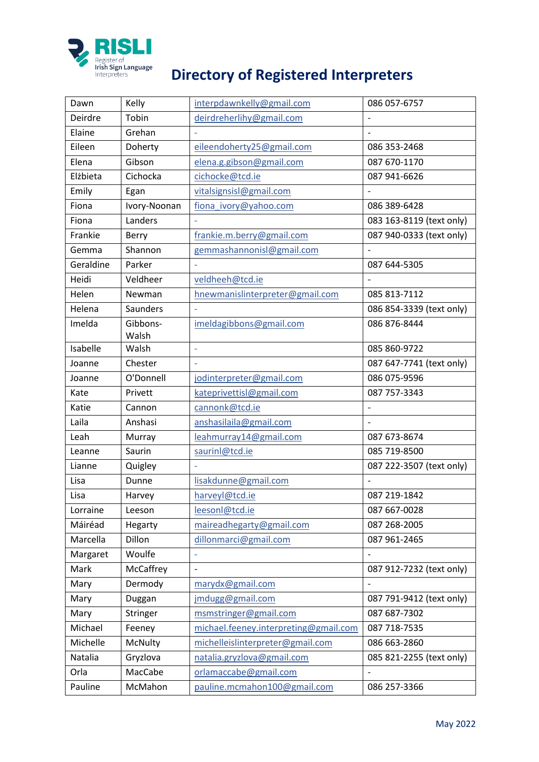# Directory of Registered Interpreters

| Dawn | Kelly | interpdawnkelly@gmail.com | 086 057-6757 |
|---|---|---|---|
| Deirdre | Tobin | deirdreherlihy@gmail.com | - |
| Elaine | Grehan | - | - |
| Eileen | Doherty | eileendoherty25@gmail.com | 086 353-2468 |
| Elena | Gibson | elena.g.gibson@gmail.com | 087 670-1170 |
| Elżbieta | Cichocka | cichocke@tcd.ie | 087 941-6626 |
| Emily | Egan | vitalsignsisl@gmail.com | - |
| Fiona | Ivory-Noonan | fiona_ivory@yahoo.com | 086 389-6428 |
| Fiona | Landers | - | 083 163-8119 (text only) |
| Frankie | Berry | frankie.m.berry@gmail.com | 087 940-0333 (text only) |
| Gemma | Shannon | gemmashannonisl@gmail.com | - |
| Geraldine | Parker | - | 087 644-5305 |
| Heidi | Veldheer | veldheeh@tcd.ie | - |
| Helen | Newman | hnewmanislinterpreter@gmail.com | 085 813-7112 |
| Helena | Saunders | - | 086 854-3339 (text only) |
| Imelda | Gibbons-Walsh | imeldagibbons@gmail.com | 086 876-8444 |
| Isabelle | Walsh | - | 085 860-9722 |
| Joanne | Chester | - | 087 647-7741 (text only) |
| Joanne | O'Donnell | jodinterpreter@gmail.com | 086 075-9596 |
| Kate | Privett | kateprivettisl@gmail.com | 087 757-3343 |
| Katie | Cannon | cannonk@tcd.ie | - |
| Laila | Anshasi | anshasilaila@gmail.com | - |
| Leah | Murray | leahmurray14@gmail.com | 087 673-8674 |
| Leanne | Saurin | saurinl@tcd.ie | 085 719-8500 |
| Lianne | Quigley | - | 087 222-3507 (text only) |
| Lisa | Dunne | lisakdunne@gmail.com | - |
| Lisa | Harvey | harveyl@tcd.ie | 087 219-1842 |
| Lorraine | Leeson | leesonl@tcd.ie | 087 667-0028 |
| Máiréad | Hegarty | maireadhegarty@gmail.com | 087 268-2005 |
| Marcella | Dillon | dillonmarci@gmail.com | 087 961-2465 |
| Margaret | Woulfe | - | - |
| Mark | McCaffrey | - | 087 912-7232 (text only) |
| Mary | Dermody | marydx@gmail.com | - |
| Mary | Duggan | jmdugg@gmail.com | 087 791-9412 (text only) |
| Mary | Stringer | msmstringer@gmail.com | 087 687-7302 |
| Michael | Feeney | michael.feeney.interpreting@gmail.com | 087 718-7535 |
| Michelle | McNulty | michelleislinterpreter@gmail.com | 086 663-2860 |
| Natalia | Gryzlova | natalia.gryzlova@gmail.com | 085 821-2255 (text only) |
| Orla | MacCabe | orlamaccabe@gmail.com | - |
| Pauline | McMahon | pauline.mcmahon100@gmail.com | 086 257-3366 |

May 2022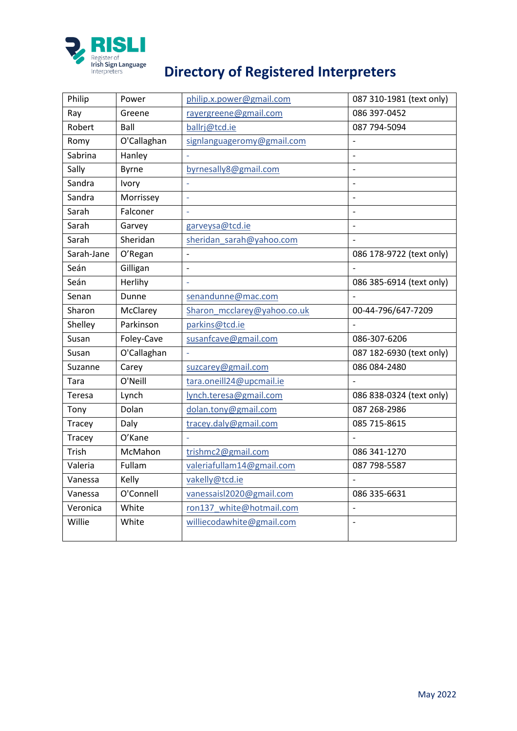# Directory of Registered Interpreters

RISLI
Register of Irish Sign Language Interpreters

| | | | |
|---|---|---|---|
| Philip | Power | philip.x.power@gmail.com | 087 310-1981 (text only) |
| Ray | Greene | rayergreene@gmail.com | 086 397-0452 |
| Robert | Ball | ballrj@tcd.ie | 087 794-5094 |
| Romy | O'Callaghan | signlanguageromy@gmail.com | - |
| Sabrina | Hanley | - | - |
| Sally | Byrne | byrnesally8@gmail.com | - |
| Sandra | Ivory | - | - |
| Sandra | Morrissey | - | - |
| Sarah | Falconer | - | - |
| Sarah | Garvey | garveysa@tcd.ie | - |
| Sarah | Sheridan | sheridan_sarah@yahoo.com | - |
| Sarah-Jane | O'Regan | - | 086 178-9722 (text only) |
| Seán | Gilligan | - | - |
| Seán | Herlihy | - | 086 385-6914 (text only) |
| Senan | Dunne | senandunne@mac.com | - |
| Sharon | McClarey | Sharon_mcclarey@yahoo.co.uk | 00-44-796/647-7209 |
| Shelley | Parkinson | parkins@tcd.ie | - |
| Susan | Foley-Cave | susanfcave@gmail.com | 086-307-6206 |
| Susan | O'Callaghan | - | 087 182-6930 (text only) |
| Suzanne | Carey | suzcarey@gmail.com | 086 084-2480 |
| Tara | O'Neill | tara.oneill24@upcmail.ie | - |
| Teresa | Lynch | lynch.teresa@gmail.com | 086 838-0324 (text only) |
| Tony | Dolan | dolan.tony@gmail.com | 087 268-2986 |
| Tracey | Daly | tracey.daly@gmail.com | 085 715-8615 |
| Tracey | O'Kane | - | - |
| Trish | McMahon | trishmc2@gmail.com | 086 341-1270 |
| Valeria | Fullam | valeriafullam14@gmail.com | 087 798-5587 |
| Vanessa | Kelly | vakelly@tcd.ie | - |
| Vanessa | O'Connell | vanessaisl2020@gmail.com | 086 335-6631 |
| Veronica | White | ron137_white@hotmail.com | - |
| Willie | White | williecodawhite@gmail.com | - |

May 2022